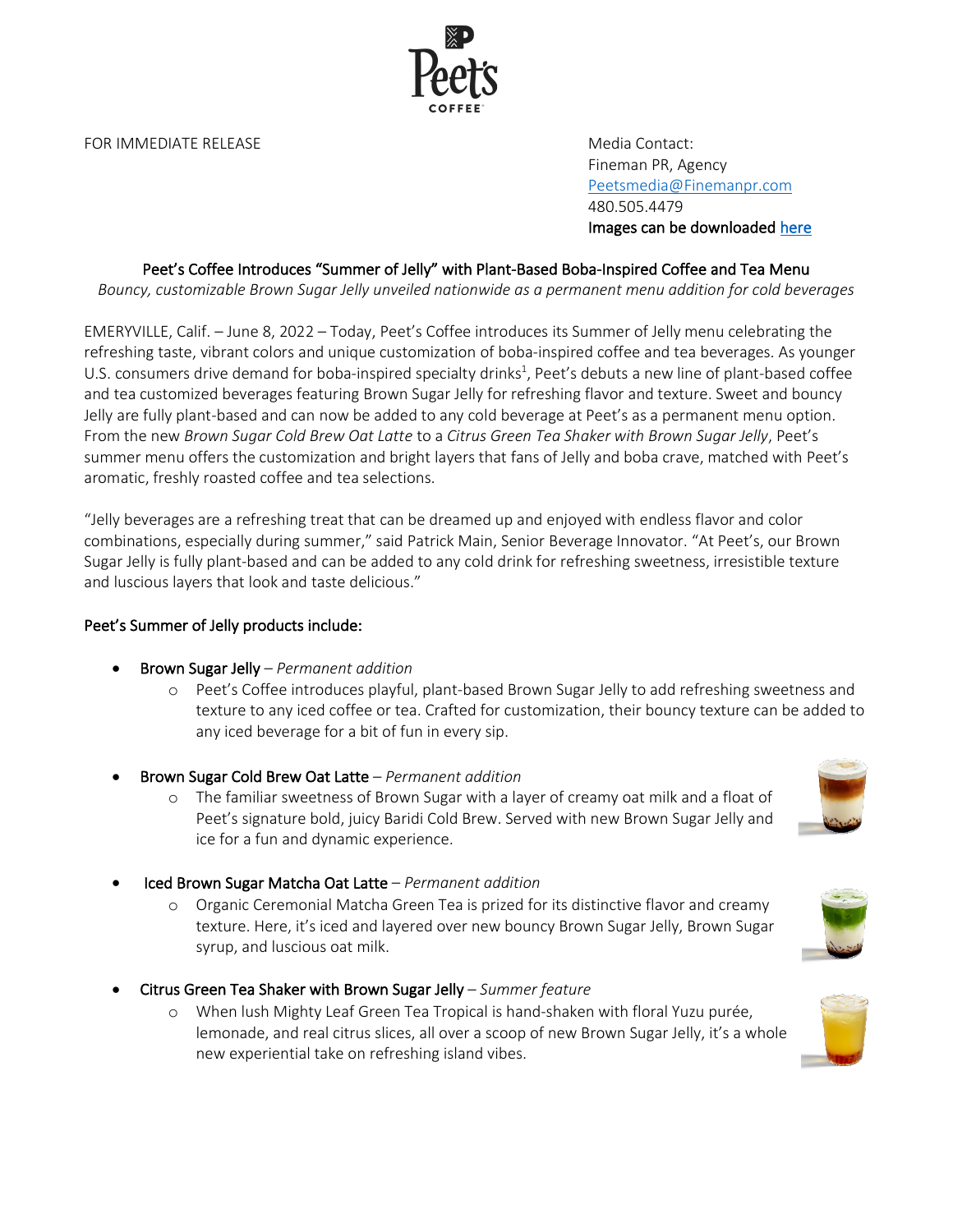FOR IMMEDIATE RELEASE

Media Contact:
Fineman PR, Agency
Peetsmedia@Finemanpr.com
480.505.4479
**Images can be downloaded here**

## Peet's Coffee Introduces "Summer of Jelly" with Plant-Based Boba-Inspired Coffee and Tea Menu

*Bouncy, customizable Brown Sugar Jelly unveiled nationwide as a permanent menu addition for cold beverages*

EMERYVILLE, Calif. – June 8, 2022 – Today, Peet's Coffee introduces its Summer of Jelly menu celebrating the refreshing taste, vibrant colors and unique customization of boba-inspired coffee and tea beverages. As younger U.S. consumers drive demand for boba-inspired specialty drinks[1], Peet's debuts a new line of plant-based coffee and tea customized beverages featuring Brown Sugar Jelly for refreshing flavor and texture. Sweet and bouncy Jelly are fully plant-based and can now be added to any cold beverage at Peet's as a permanent menu option. From the new *Brown Sugar Cold Brew Oat Latte* to a *Citrus Green Tea Shaker with Brown Sugar Jelly*, Peet's summer menu offers the customization and bright layers that fans of Jelly and boba crave, matched with Peet's aromatic, freshly roasted coffee and tea selections.

"Jelly beverages are a refreshing treat that can be dreamed up and enjoyed with endless flavor and color combinations, especially during summer," said Patrick Main, Senior Beverage Innovator. "At Peet's, our Brown Sugar Jelly is fully plant-based and can be added to any cold drink for refreshing sweetness, irresistible texture and luscious layers that look and taste delicious."

### Peet's Summer of Jelly products include:

- Brown Sugar Jelly – *Permanent addition*
  - Peet's Coffee introduces playful, plant-based Brown Sugar Jelly to add refreshing sweetness and texture to any iced coffee or tea. Crafted for customization, their bouncy texture can be added to any iced beverage for a bit of fun in every sip.
- Brown Sugar Cold Brew Oat Latte – *Permanent addition*
  - The familiar sweetness of Brown Sugar with a layer of creamy oat milk and a float of Peet's signature bold, juicy Baridi Cold Brew. Served with new Brown Sugar Jelly and ice for a fun and dynamic experience.
- Iced Brown Sugar Matcha Oat Latte – *Permanent addition*
  - Organic Ceremonial Matcha Green Tea is prized for its distinctive flavor and creamy texture. Here, it's iced and layered over new bouncy Brown Sugar Jelly, Brown Sugar syrup, and luscious oat milk.
- Citrus Green Tea Shaker with Brown Sugar Jelly – *Summer feature*
  - When lush Mighty Leaf Green Tea Tropical is hand-shaken with floral Yuzu purée, lemonade, and real citrus slices, all over a scoop of new Brown Sugar Jelly, it's a whole new experiential take on refreshing island vibes.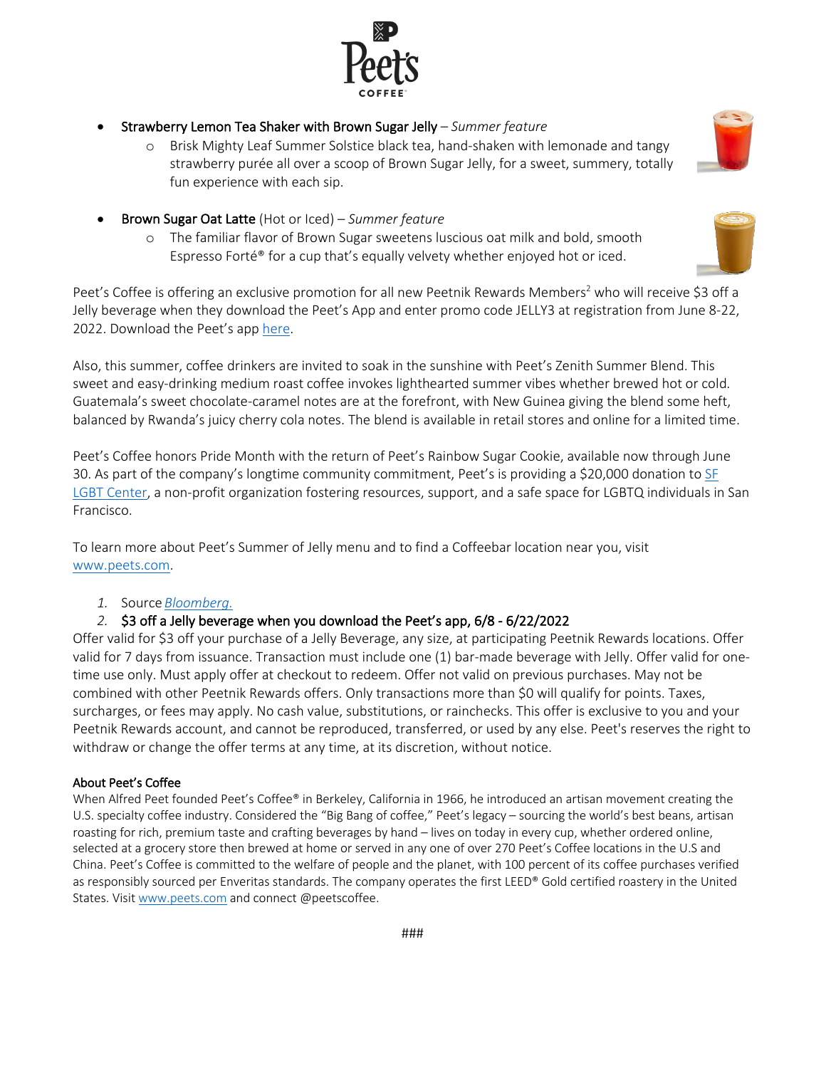- **Strawberry Lemon Tea Shaker with Brown Sugar Jelly** – *Summer feature*
    - Brisk Mighty Leaf Summer Solstice black tea, hand-shaken with lemonade and tangy strawberry purée all over a scoop of Brown Sugar Jelly, for a sweet, summery, totally fun experience with each sip.

- **Brown Sugar Oat Latte** (Hot or Iced) – *Summer feature*
    - The familiar flavor of Brown Sugar sweetens luscious oat milk and bold, smooth Espresso Forté® for a cup that's equally velvety whether enjoyed hot or iced.

Peet's Coffee is offering an exclusive promotion for all new Peetnik Rewards Members[2] who will receive $3 off a Jelly beverage when they download the Peet's App and enter promo code JELLY3 at registration from June 8-22, 2022. Download the Peet's app here.

Also, this summer, coffee drinkers are invited to soak in the sunshine with Peet's Zenith Summer Blend. This sweet and easy-drinking medium roast coffee invokes lighthearted summer vibes whether brewed hot or cold. Guatemala's sweet chocolate-caramel notes are at the forefront, with New Guinea giving the blend some heft, balanced by Rwanda's juicy cherry cola notes. The blend is available in retail stores and online for a limited time.

Peet's Coffee honors Pride Month with the return of Peet's Rainbow Sugar Cookie, available now through June 30. As part of the company's longtime community commitment, Peet's is providing a $20,000 donation to SF LGBT Center, a non-profit organization fostering resources, support, and a safe space for LGBTQ individuals in San Francisco.

To learn more about Peet's Summer of Jelly menu and to find a Coffeebar location near you, visit www.peets.com.

1. Source *Bloomberg.*
2. **$3 off a Jelly beverage when you download the Peet's app, 6/8 - 6/22/2022**

Offer valid for $3 off your purchase of a Jelly Beverage, any size, at participating Peetnik Rewards locations. Offer valid for 7 days from issuance. Transaction must include one (1) bar-made beverage with Jelly. Offer valid for one-time use only. Must apply offer at checkout to redeem. Offer not valid on previous purchases. May not be combined with other Peetnik Rewards offers. Only transactions more than $0 will qualify for points. Taxes, surcharges, or fees may apply. No cash value, substitutions, or rainchecks. This offer is exclusive to you and your Peetnik Rewards account, and cannot be reproduced, transferred, or used by any else. Peet's reserves the right to withdraw or change the offer terms at any time, at its discretion, without notice.

**About Peet's Coffee**

When Alfred Peet founded Peet's Coffee® in Berkeley, California in 1966, he introduced an artisan movement creating the U.S. specialty coffee industry. Considered the "Big Bang of coffee," Peet's legacy – sourcing the world's best beans, artisan roasting for rich, premium taste and crafting beverages by hand – lives on today in every cup, whether ordered online, selected at a grocery store then brewed at home or served in any one of over 270 Peet's Coffee locations in the U.S and China. Peet's Coffee is committed to the welfare of people and the planet, with 100 percent of its coffee purchases verified as responsibly sourced per Enveritas standards. The company operates the first LEED® Gold certified roastery in the United States. Visit www.peets.com and connect @peetscoffee.

###